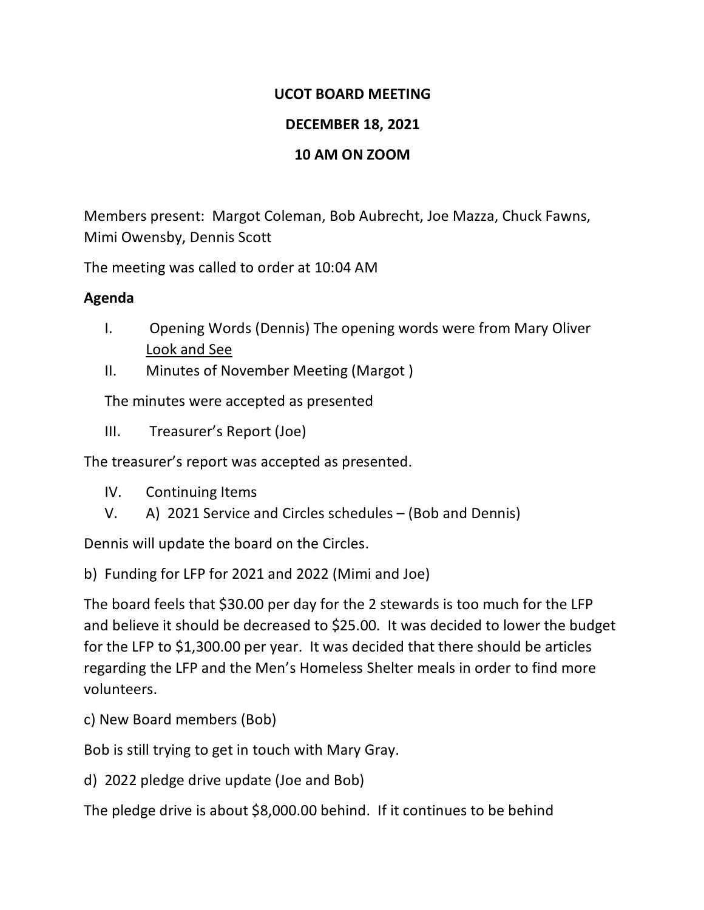**UCOT BOARD MEETING**

**DECEMBER 18, 2021**

**10 AM ON ZOOM**

Members present: Margot Coleman, Bob Aubrecht, Joe Mazza, Chuck Fawns, Mimi Owensby, Dennis Scott

The meeting was called to order at 10:04 AM

**Agenda**

I. Opening Words (Dennis) The opening words were from Mary Oliver <u>Look and See</u>

II. Minutes of November Meeting (Margot )

The minutes were accepted as presented

III. Treasurer's Report (Joe)

The treasurer's report was accepted as presented.

IV. Continuing Items

V. A) 2021 Service and Circles schedules – (Bob and Dennis)

Dennis will update the board on the Circles.

b) Funding for LFP for 2021 and 2022 (Mimi and Joe)

The board feels that $30.00 per day for the 2 stewards is too much for the LFP and believe it should be decreased to $25.00. It was decided to lower the budget for the LFP to $1,300.00 per year. It was decided that there should be articles regarding the LFP and the Men's Homeless Shelter meals in order to find more volunteers.

c) New Board members (Bob)

Bob is still trying to get in touch with Mary Gray.

d) 2022 pledge drive update (Joe and Bob)

The pledge drive is about $8,000.00 behind. If it continues to be behind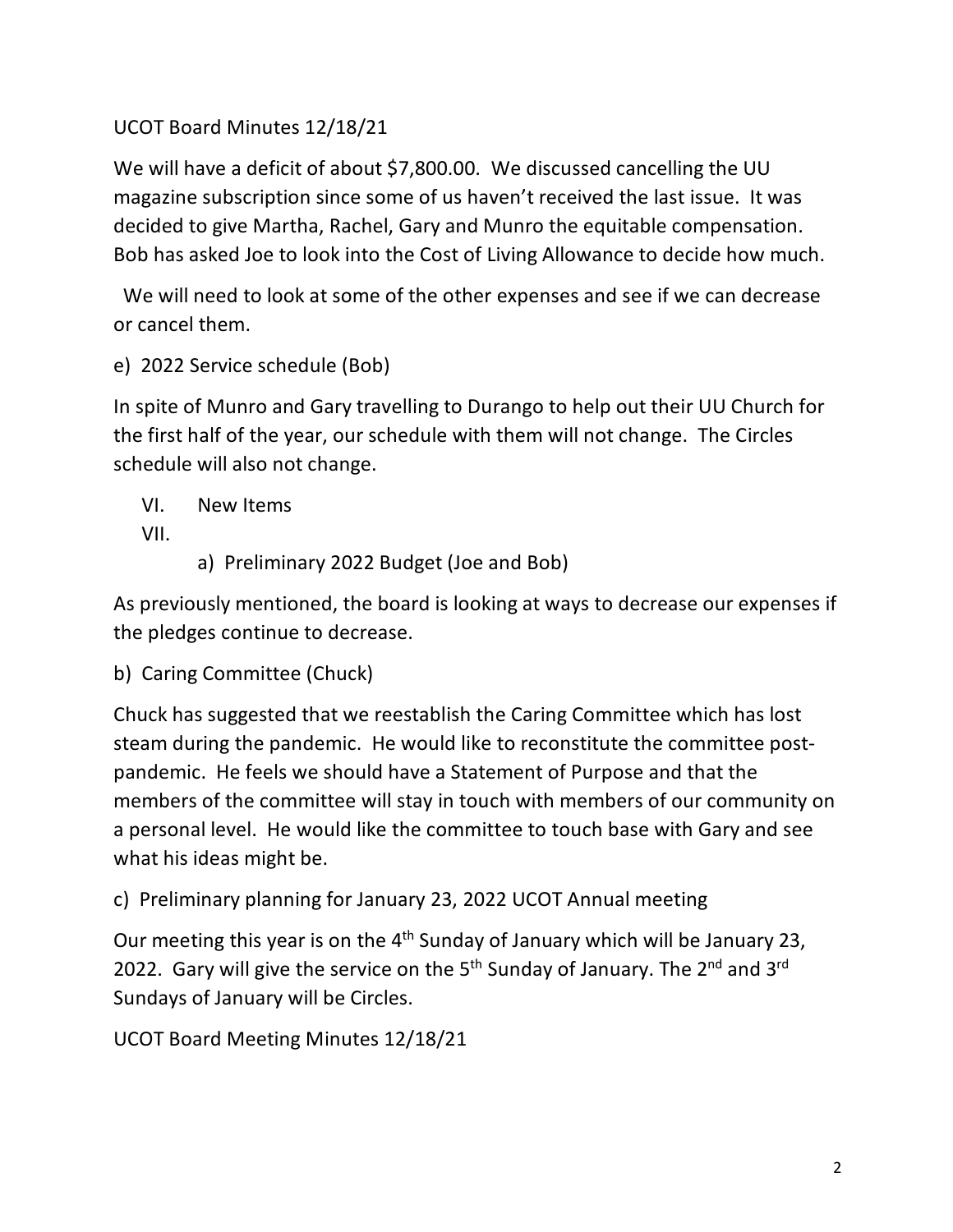UCOT Board Minutes 12/18/21

We will have a deficit of about $7,800.00. We discussed cancelling the UU magazine subscription since some of us haven't received the last issue. It was decided to give Martha, Rachel, Gary and Munro the equitable compensation. Bob has asked Joe to look into the Cost of Living Allowance to decide how much.

We will need to look at some of the other expenses and see if we can decrease or cancel them.

e) 2022 Service schedule (Bob)

In spite of Munro and Gary travelling to Durango to help out their UU Church for the first half of the year, our schedule with them will not change. The Circles schedule will also not change.

VI. New Items

VII.

a) Preliminary 2022 Budget (Joe and Bob)

As previously mentioned, the board is looking at ways to decrease our expenses if the pledges continue to decrease.

b) Caring Committee (Chuck)

Chuck has suggested that we reestablish the Caring Committee which has lost steam during the pandemic. He would like to reconstitute the committee post-pandemic. He feels we should have a Statement of Purpose and that the members of the committee will stay in touch with members of our community on a personal level. He would like the committee to touch base with Gary and see what his ideas might be.

c) Preliminary planning for January 23, 2022 UCOT Annual meeting

Our meeting this year is on the 4th Sunday of January which will be January 23, 2022. Gary will give the service on the 5th Sunday of January. The 2nd and 3rd Sundays of January will be Circles.

UCOT Board Meeting Minutes 12/18/21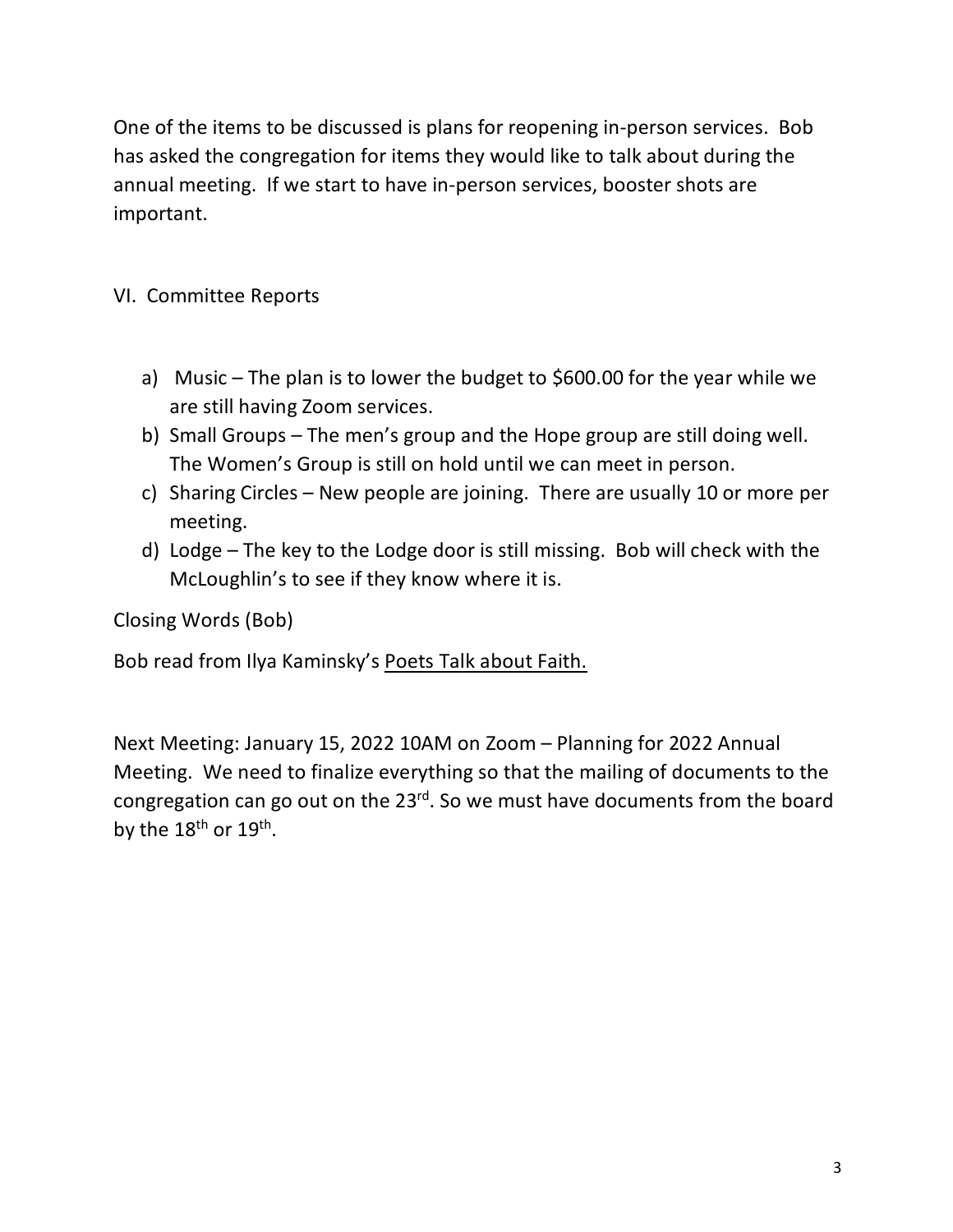One of the items to be discussed is plans for reopening in-person services. Bob has asked the congregation for items they would like to talk about during the annual meeting. If we start to have in-person services, booster shots are important.

## VI. Committee Reports

a) Music – The plan is to lower the budget to $600.00 for the year while we are still having Zoom services.
b) Small Groups – The men's group and the Hope group are still doing well. The Women's Group is still on hold until we can meet in person.
c) Sharing Circles – New people are joining. There are usually 10 or more per meeting.
d) Lodge – The key to the Lodge door is still missing. Bob will check with the McLoughlin's to see if they know where it is.

Closing Words (Bob)

Bob read from Ilya Kaminsky's <u>Poets Talk about Faith.</u>

Next Meeting: January 15, 2022 10AM on Zoom – Planning for 2022 Annual Meeting. We need to finalize everything so that the mailing of documents to the congregation can go out on the 23rd. So we must have documents from the board by the 18th or 19th.